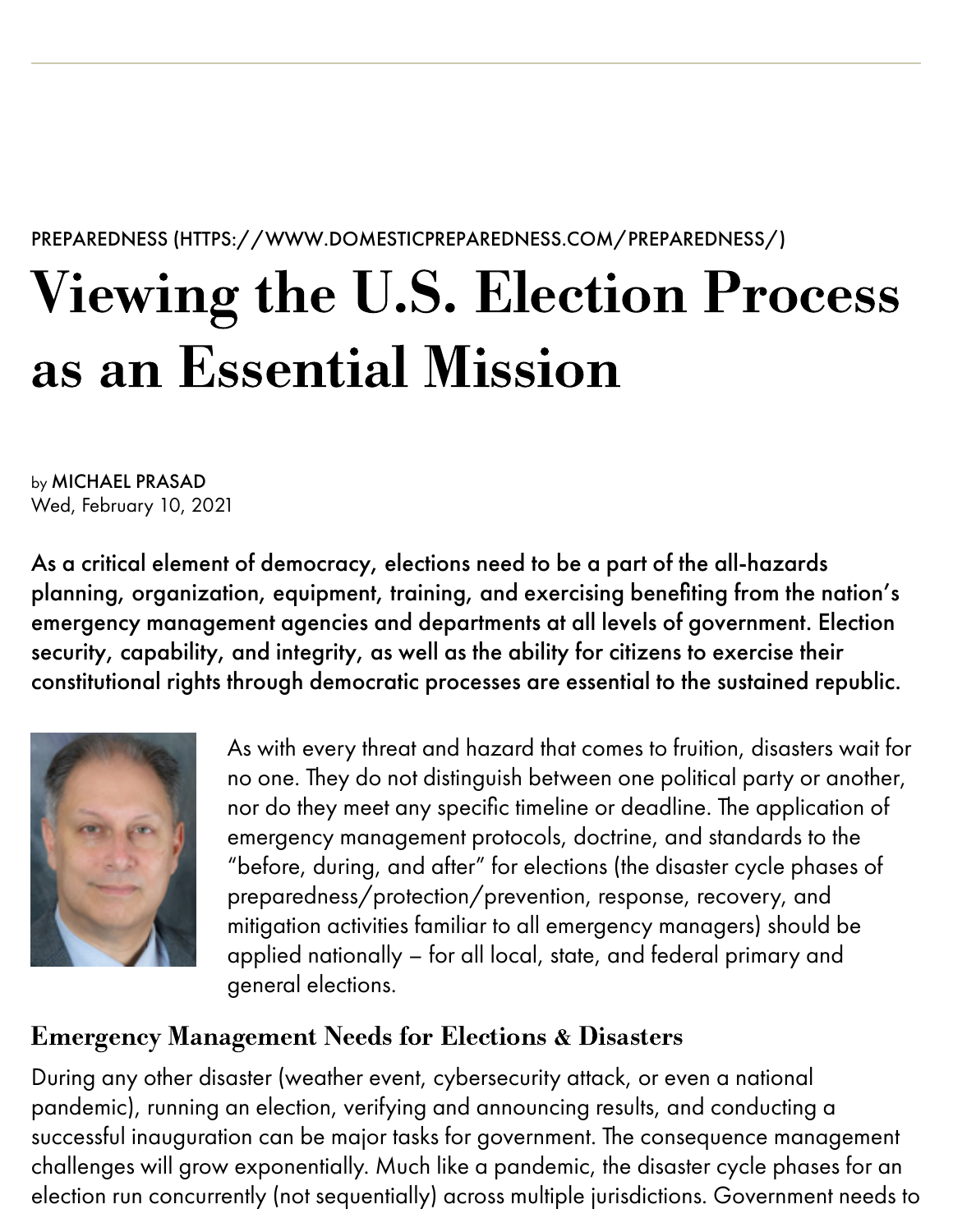PREPAREDNESS (HTTPS://WWW.DOMESTICPREPAREDNESS.COM/PREPAREDNESS/)

# Viewing the U.S. Election Process as an Essential Mission

by MICHAEL PRASAD
Wed, February 10, 2021

**As a critical element of democracy, elections need to be a part of the all-hazards planning, organization, equipment, training, and exercising benefiting from the nation's emergency management agencies and departments at all levels of government. Election security, capability, and integrity, as well as the ability for citizens to exercise their constitutional rights through democratic processes are essential to the sustained republic.**

As with every threat and hazard that comes to fruition, disasters wait for no one. They do not distinguish between one political party or another, nor do they meet any specific timeline or deadline. The application of emergency management protocols, doctrine, and standards to the "before, during, and after" for elections (the disaster cycle phases of preparedness/protection/prevention, response, recovery, and mitigation activities familiar to all emergency managers) should be applied nationally – for all local, state, and federal primary and general elections.

## Emergency Management Needs for Elections & Disasters

During any other disaster (weather event, cybersecurity attack, or even a national pandemic), running an election, verifying and announcing results, and conducting a successful inauguration can be major tasks for government. The consequence management challenges will grow exponentially. Much like a pandemic, the disaster cycle phases for an election run concurrently (not sequentially) across multiple jurisdictions. Government needs to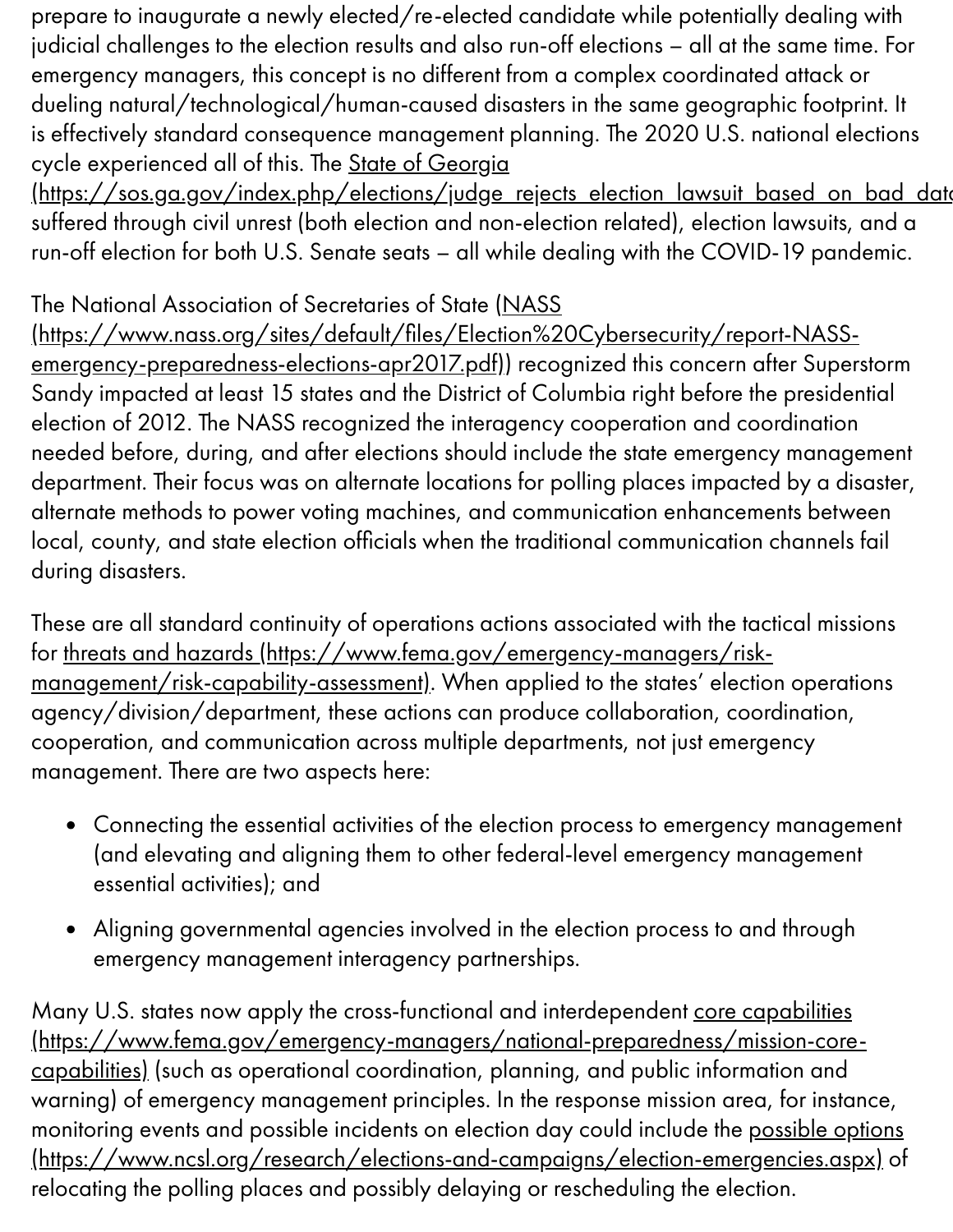prepare to inaugurate a newly elected/re-elected candidate while potentially dealing with judicial challenges to the election results and also run-off elections – all at the same time. For emergency managers, this concept is no different from a complex coordinated attack or dueling natural/technological/human-caused disasters in the same geographic footprint. It is effectively standard consequence management planning. The 2020 U.S. national elections cycle experienced all of this. The State of Georgia (https://sos.ga.gov/index.php/elections/judge_rejects_election_lawsuit_based_on_bad_data) suffered through civil unrest (both election and non-election related), election lawsuits, and a run-off election for both U.S. Senate seats – all while dealing with the COVID-19 pandemic.

The National Association of Secretaries of State (NASS (https://www.nass.org/sites/default/files/Election%20Cybersecurity/report-NASS-emergency-preparedness-elections-apr2017.pdf)) recognized this concern after Superstorm Sandy impacted at least 15 states and the District of Columbia right before the presidential election of 2012. The NASS recognized the interagency cooperation and coordination needed before, during, and after elections should include the state emergency management department. Their focus was on alternate locations for polling places impacted by a disaster, alternate methods to power voting machines, and communication enhancements between local, county, and state election officials when the traditional communication channels fail during disasters.

These are all standard continuity of operations actions associated with the tactical missions for threats and hazards (https://www.fema.gov/emergency-managers/risk-management/risk-capability-assessment). When applied to the states' election operations agency/division/department, these actions can produce collaboration, coordination, cooperation, and communication across multiple departments, not just emergency management. There are two aspects here:

- Connecting the essential activities of the election process to emergency management (and elevating and aligning them to other federal-level emergency management essential activities); and
- Aligning governmental agencies involved in the election process to and through emergency management interagency partnerships.

Many U.S. states now apply the cross-functional and interdependent core capabilities (https://www.fema.gov/emergency-managers/national-preparedness/mission-core-capabilities) (such as operational coordination, planning, and public information and warning) of emergency management principles. In the response mission area, for instance, monitoring events and possible incidents on election day could include the possible options (https://www.ncsl.org/research/elections-and-campaigns/election-emergencies.aspx) of relocating the polling places and possibly delaying or rescheduling the election.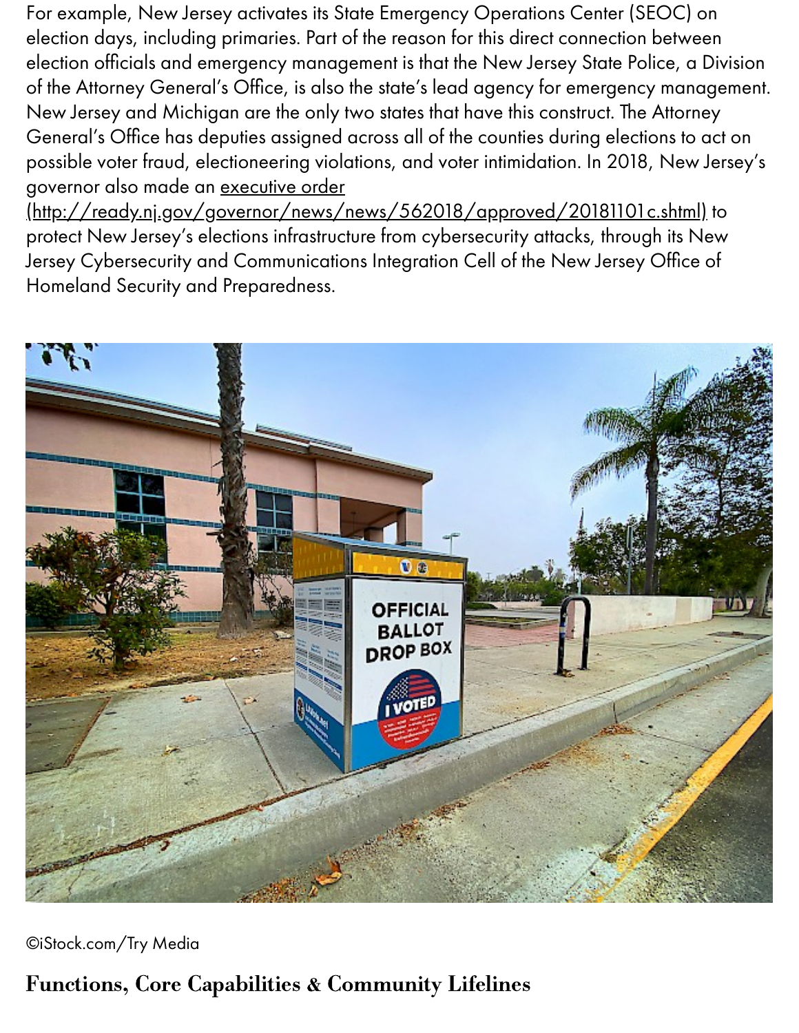For example, New Jersey activates its State Emergency Operations Center (SEOC) on election days, including primaries. Part of the reason for this direct connection between election officials and emergency management is that the New Jersey State Police, a Division of the Attorney General's Office, is also the state's lead agency for emergency management. New Jersey and Michigan are the only two states that have this construct. The Attorney General's Office has deputies assigned across all of the counties during elections to act on possible voter fraud, electioneering violations, and voter intimidation. In 2018, New Jersey's governor also made an executive order (http://ready.nj.gov/governor/news/news/562018/approved/20181101c.shtml) to protect New Jersey's elections infrastructure from cybersecurity attacks, through its New Jersey Cybersecurity and Communications Integration Cell of the New Jersey Office of Homeland Security and Preparedness.

©iStock.com/Try Media

## Functions, Core Capabilities & Community Lifelines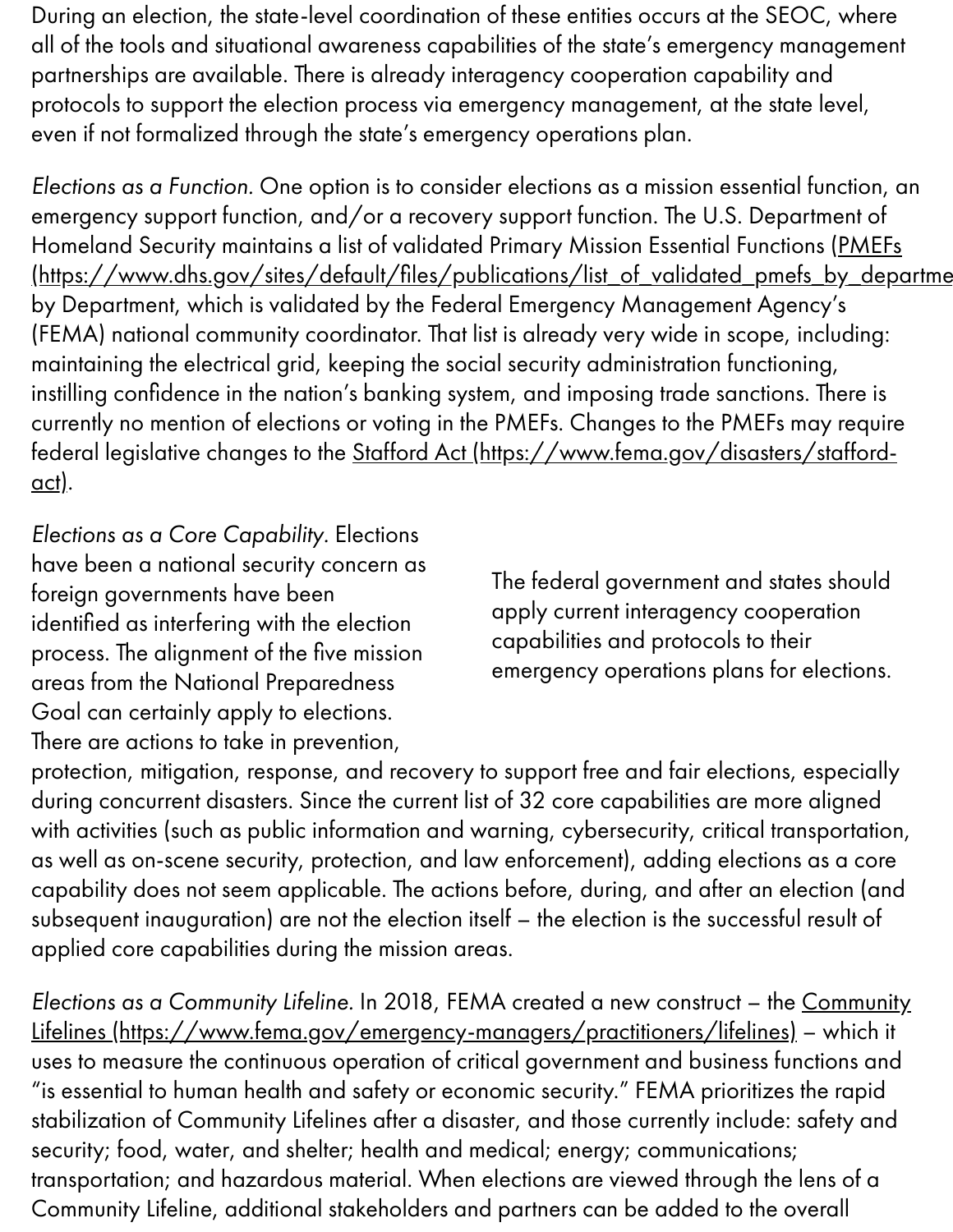During an election, the state-level coordination of these entities occurs at the SEOC, where all of the tools and situational awareness capabilities of the state's emergency management partnerships are available. There is already interagency cooperation capability and protocols to support the election process via emergency management, at the state level, even if not formalized through the state's emergency operations plan.

*Elections as a Function.* One option is to consider elections as a mission essential function, an emergency support function, and/or a recovery support function. The U.S. Department of Homeland Security maintains a list of validated Primary Mission Essential Functions (PMEFs (https://www.dhs.gov/sites/default/files/publications/list_of_validated_pmefs_by_departme by Department, which is validated by the Federal Emergency Management Agency's (FEMA) national community coordinator. That list is already very wide in scope, including: maintaining the electrical grid, keeping the social security administration functioning, instilling confidence in the nation's banking system, and imposing trade sanctions. There is currently no mention of elections or voting in the PMEFs. Changes to the PMEFs may require federal legislative changes to the Stafford Act (https://www.fema.gov/disasters/stafford-act).

> The federal government and states should apply current interagency cooperation capabilities and protocols to their emergency operations plans for elections.

*Elections as a Core Capability.* Elections have been a national security concern as foreign governments have been identified as interfering with the election process. The alignment of the five mission areas from the National Preparedness Goal can certainly apply to elections. There are actions to take in prevention, protection, mitigation, response, and recovery to support free and fair elections, especially during concurrent disasters. Since the current list of 32 core capabilities are more aligned with activities (such as public information and warning, cybersecurity, critical transportation, as well as on-scene security, protection, and law enforcement), adding elections as a core capability does not seem applicable. The actions before, during, and after an election (and subsequent inauguration) are not the election itself – the election is the successful result of applied core capabilities during the mission areas.

*Elections as a Community Lifeline.* In 2018, FEMA created a new construct – the Community Lifelines (https://www.fema.gov/emergency-managers/practitioners/lifelines) – which it uses to measure the continuous operation of critical government and business functions and "is essential to human health and safety or economic security." FEMA prioritizes the rapid stabilization of Community Lifelines after a disaster, and those currently include: safety and security; food, water, and shelter; health and medical; energy; communications; transportation; and hazardous material. When elections are viewed through the lens of a Community Lifeline, additional stakeholders and partners can be added to the overall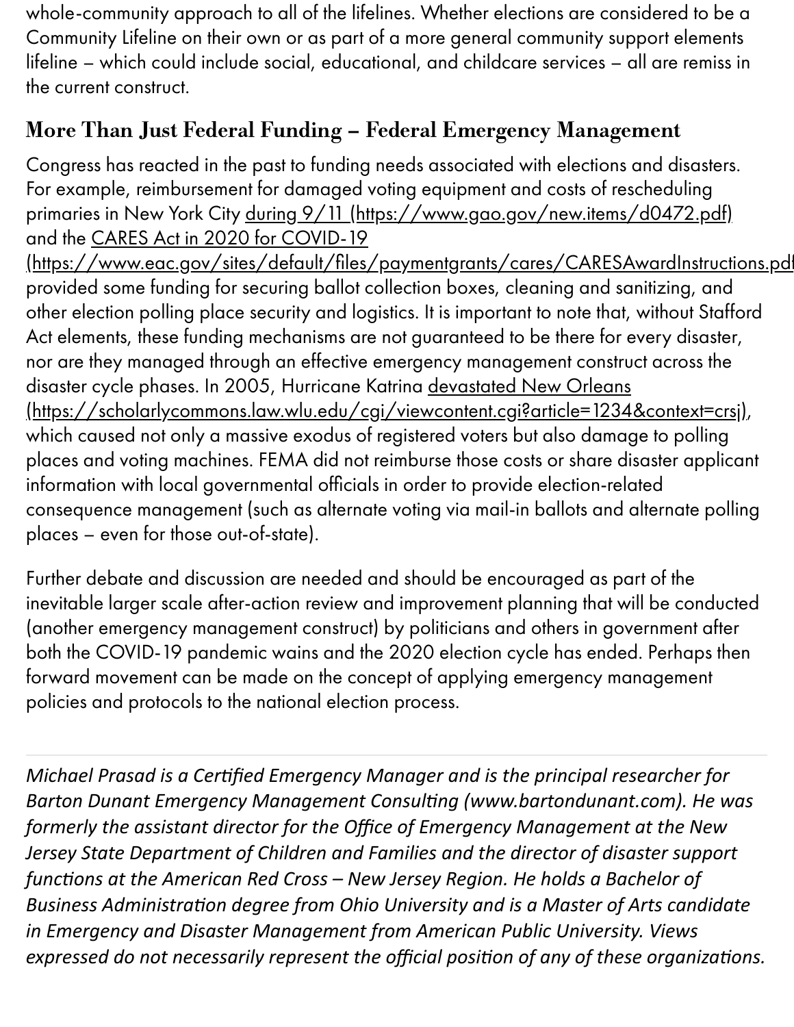whole-community approach to all of the lifelines. Whether elections are considered to be a Community Lifeline on their own or as part of a more general community support elements lifeline – which could include social, educational, and childcare services – all are remiss in the current construct.

## More Than Just Federal Funding – Federal Emergency Management

Congress has reacted in the past to funding needs associated with elections and disasters. For example, reimbursement for damaged voting equipment and costs of rescheduling primaries in New York City during 9/11 (https://www.gao.gov/new.items/d0472.pdf) and the CARES Act in 2020 for COVID-19 (https://www.eac.gov/sites/default/files/paymentgrants/cares/CARESAwardInstructions.pdf) provided some funding for securing ballot collection boxes, cleaning and sanitizing, and other election polling place security and logistics. It is important to note that, without Stafford Act elements, these funding mechanisms are not guaranteed to be there for every disaster, nor are they managed through an effective emergency management construct across the disaster cycle phases. In 2005, Hurricane Katrina devastated New Orleans (https://scholarlycommons.law.wlu.edu/cgi/viewcontent.cgi?article=1234&context=crsj), which caused not only a massive exodus of registered voters but also damage to polling places and voting machines. FEMA did not reimburse those costs or share disaster applicant information with local governmental officials in order to provide election-related consequence management (such as alternate voting via mail-in ballots and alternate polling places – even for those out-of-state).

Further debate and discussion are needed and should be encouraged as part of the inevitable larger scale after-action review and improvement planning that will be conducted (another emergency management construct) by politicians and others in government after both the COVID-19 pandemic wains and the 2020 election cycle has ended. Perhaps then forward movement can be made on the concept of applying emergency management policies and protocols to the national election process.

---

*Michael Prasad is a Certified Emergency Manager and is the principal researcher for Barton Dunant Emergency Management Consulting (www.bartondunant.com). He was formerly the assistant director for the Office of Emergency Management at the New Jersey State Department of Children and Families and the director of disaster support functions at the American Red Cross – New Jersey Region. He holds a Bachelor of Business Administration degree from Ohio University and is a Master of Arts candidate in Emergency and Disaster Management from American Public University. Views expressed do not necessarily represent the official position of any of these organizations.*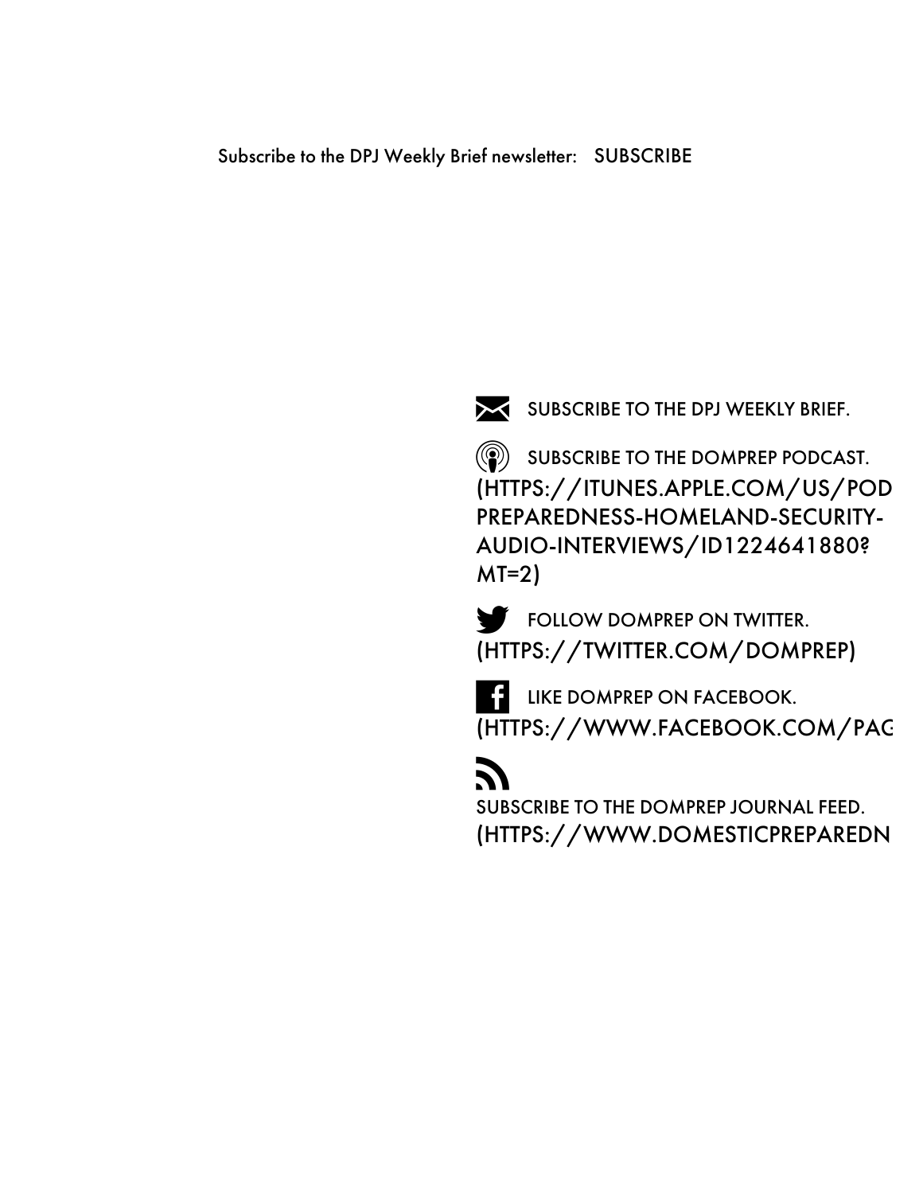Subscribe to the DPJ Weekly Brief newsletter: SUBSCRIBE

SUBSCRIBE TO THE DPJ WEEKLY BRIEF.

SUBSCRIBE TO THE DOMPREP PODCAST.
(HTTPS://ITUNES.APPLE.COM/US/POD
PREPAREDNESS-HOMELAND-SECURITY-
AUDIO-INTERVIEWS/ID1224641880?
MT=2)

FOLLOW DOMPREP ON TWITTER.
(HTTPS://TWITTER.COM/DOMPREP)

LIKE DOMPREP ON FACEBOOK.
(HTTPS://WWW.FACEBOOK.COM/PAG

SUBSCRIBE TO THE DOMPREP JOURNAL FEED.
(HTTPS://WWW.DOMESTICPREPAREDN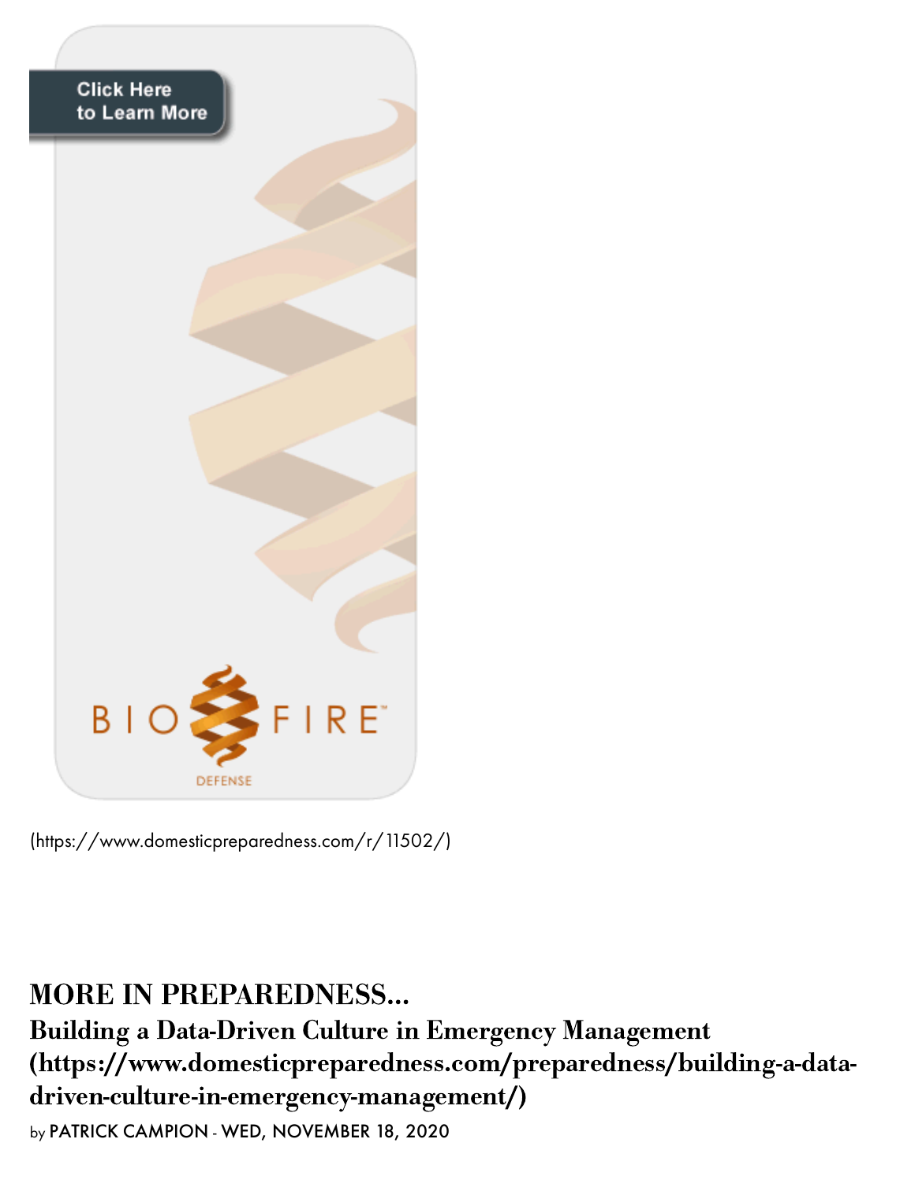(https://www.domesticpreparedness.com/r/11502/)

## MORE IN PREPAREDNESS...

### Building a Data-Driven Culture in Emergency Management (https://www.domesticpreparedness.com/preparedness/building-a-data-driven-culture-in-emergency-management/)

by PATRICK CAMPION - WED, NOVEMBER 18, 2020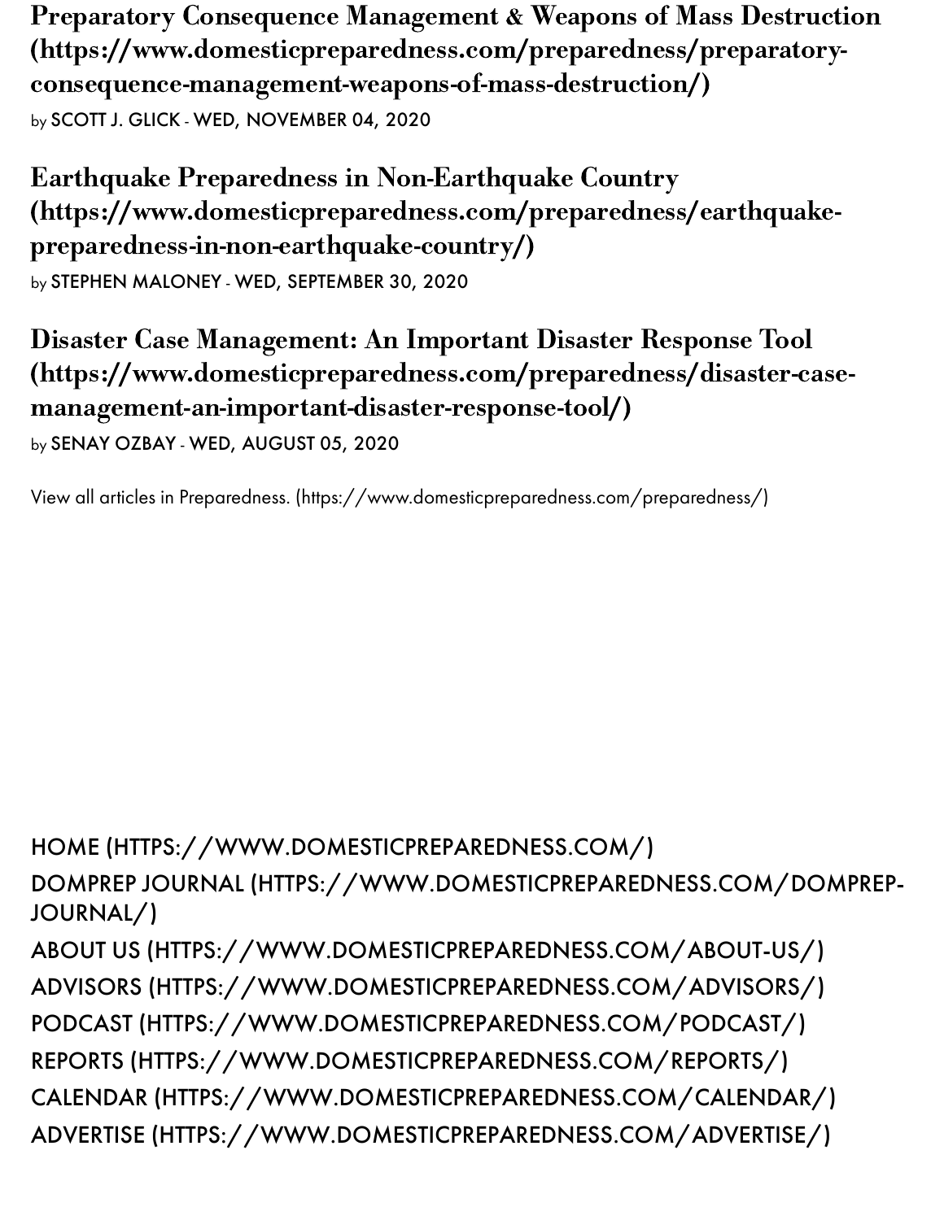### Preparatory Consequence Management & Weapons of Mass Destruction (https://www.domesticpreparedness.com/preparedness/preparatory-consequence-management-weapons-of-mass-destruction/)

by SCOTT J. GLICK - WED, NOVEMBER 04, 2020

### Earthquake Preparedness in Non-Earthquake Country (https://www.domesticpreparedness.com/preparedness/earthquake-preparedness-in-non-earthquake-country/)

by STEPHEN MALONEY - WED, SEPTEMBER 30, 2020

### Disaster Case Management: An Important Disaster Response Tool (https://www.domesticpreparedness.com/preparedness/disaster-case-management-an-important-disaster-response-tool/)

by SENAY OZBAY - WED, AUGUST 05, 2020

View all articles in Preparedness. (https://www.domesticpreparedness.com/preparedness/)

HOME (HTTPS://WWW.DOMESTICPREPAREDNESS.COM/)
DOMPREP JOURNAL (HTTPS://WWW.DOMESTICPREPAREDNESS.COM/DOMPREP-JOURNAL/)
ABOUT US (HTTPS://WWW.DOMESTICPREPAREDNESS.COM/ABOUT-US/)
ADVISORS (HTTPS://WWW.DOMESTICPREPAREDNESS.COM/ADVISORS/)
PODCAST (HTTPS://WWW.DOMESTICPREPAREDNESS.COM/PODCAST/)
REPORTS (HTTPS://WWW.DOMESTICPREPAREDNESS.COM/REPORTS/)
CALENDAR (HTTPS://WWW.DOMESTICPREPAREDNESS.COM/CALENDAR/)
ADVERTISE (HTTPS://WWW.DOMESTICPREPAREDNESS.COM/ADVERTISE/)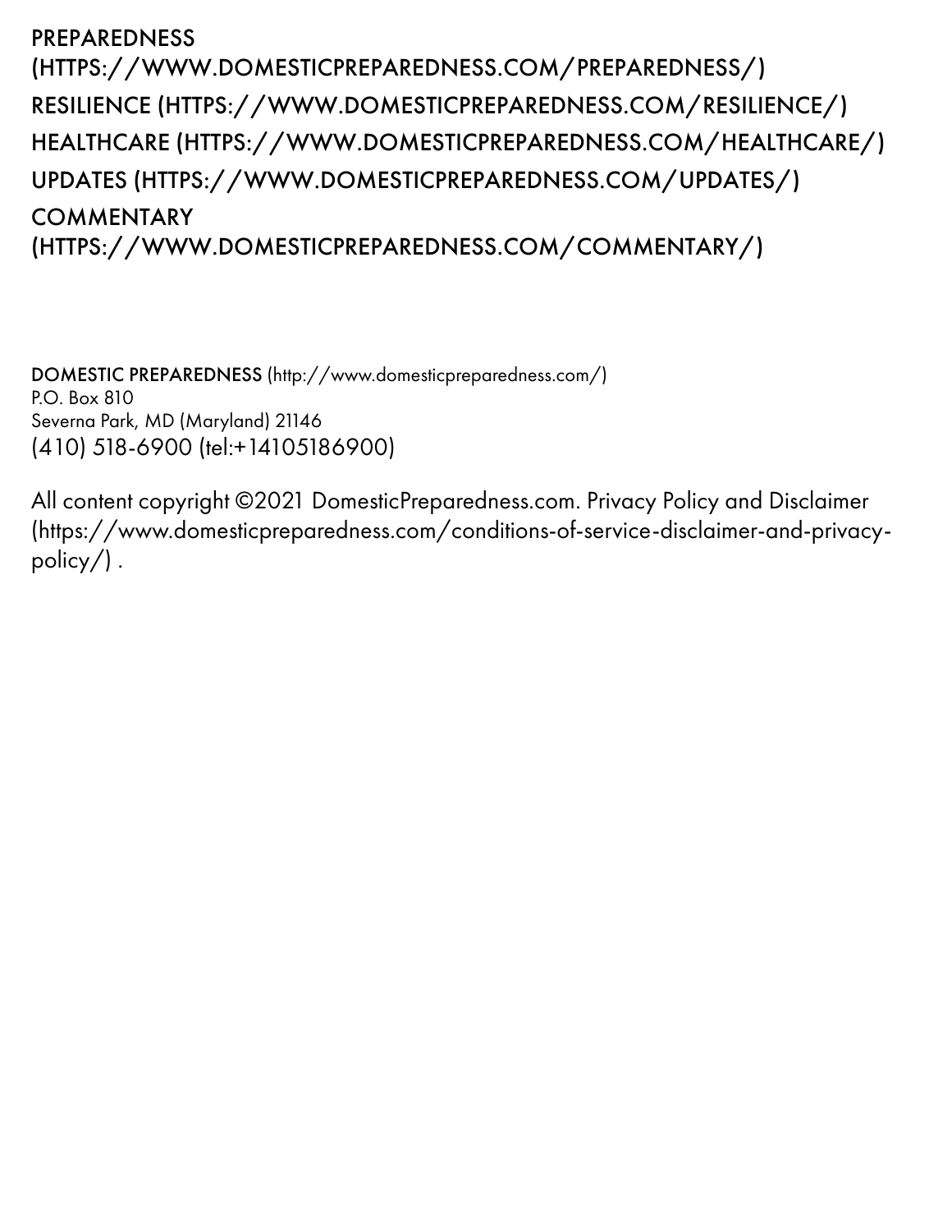PREPAREDNESS (HTTPS://WWW.DOMESTICPREPAREDNESS.COM/PREPAREDNESS/)

RESILIENCE (HTTPS://WWW.DOMESTICPREPAREDNESS.COM/RESILIENCE/)

HEALTHCARE (HTTPS://WWW.DOMESTICPREPAREDNESS.COM/HEALTHCARE/)

UPDATES (HTTPS://WWW.DOMESTICPREPAREDNESS.COM/UPDATES/)

COMMENTARY (HTTPS://WWW.DOMESTICPREPAREDNESS.COM/COMMENTARY/)

DOMESTIC PREPAREDNESS (http://www.domesticpreparedness.com/)
P.O. Box 810
Severna Park, MD (Maryland) 21146
(410) 518-6900 (tel:+14105186900)

All content copyright ©2021 DomesticPreparedness.com. Privacy Policy and Disclaimer (https://www.domesticpreparedness.com/conditions-of-service-disclaimer-and-privacy-policy/) .